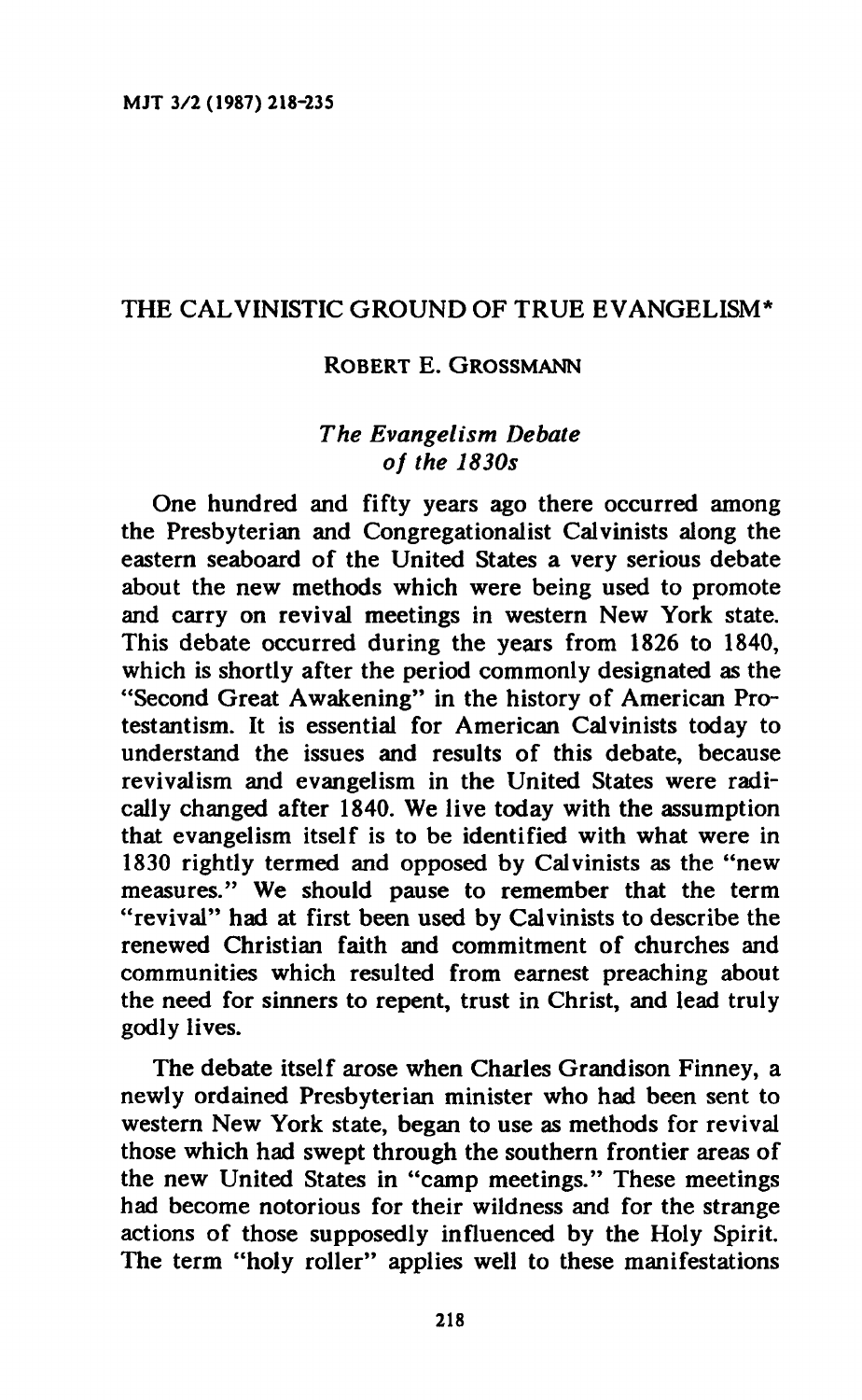# THE CALVINISTIC GROUND OF TRUE EVANGELISM*

ROBERT E. GROSSMANN

## *The Evangelism Debate of the 1830s*

One hundred and fifty years ago there occurred among the Presbyterian and Congregationalist Calvinists along the eastern seaboard of the United States a very serious debate about the new methods which were being used to promote and carry on revival meetings in western New York state. This debate occurred during the years from 1826 to 1840, which is shortly after the period commonly designated as the "Second Great Awakening" in the history of American Protestantism. It is essential for American Calvinists today to understand the issues and results of this debate, because revivalism and evangelism in the United States were radically changed after 1840. We live today with the assumption that evangelism itself is to be identified with what were in 1830 rightly termed and opposed by Calvinists as the "new measures." We should pause to remember that the term "revival" had at first been used by Calvinists to describe the renewed Christian faith and commitment of churches and communities which resulted from earnest preaching about the need for sinners to repent, trust in Christ, and lead truly godly lives.

The debate itself arose when Charles Grandison Finney, a newly ordained Presbyterian minister who had been sent to western New York state, began to use as methods for revival those which had swept through the southern frontier areas of the new United States in "camp meetings." These meetings had become notorious for their wildness and for the strange actions of those supposedly influenced by the Holy Spirit. The term "holy roller" applies well to these manifestations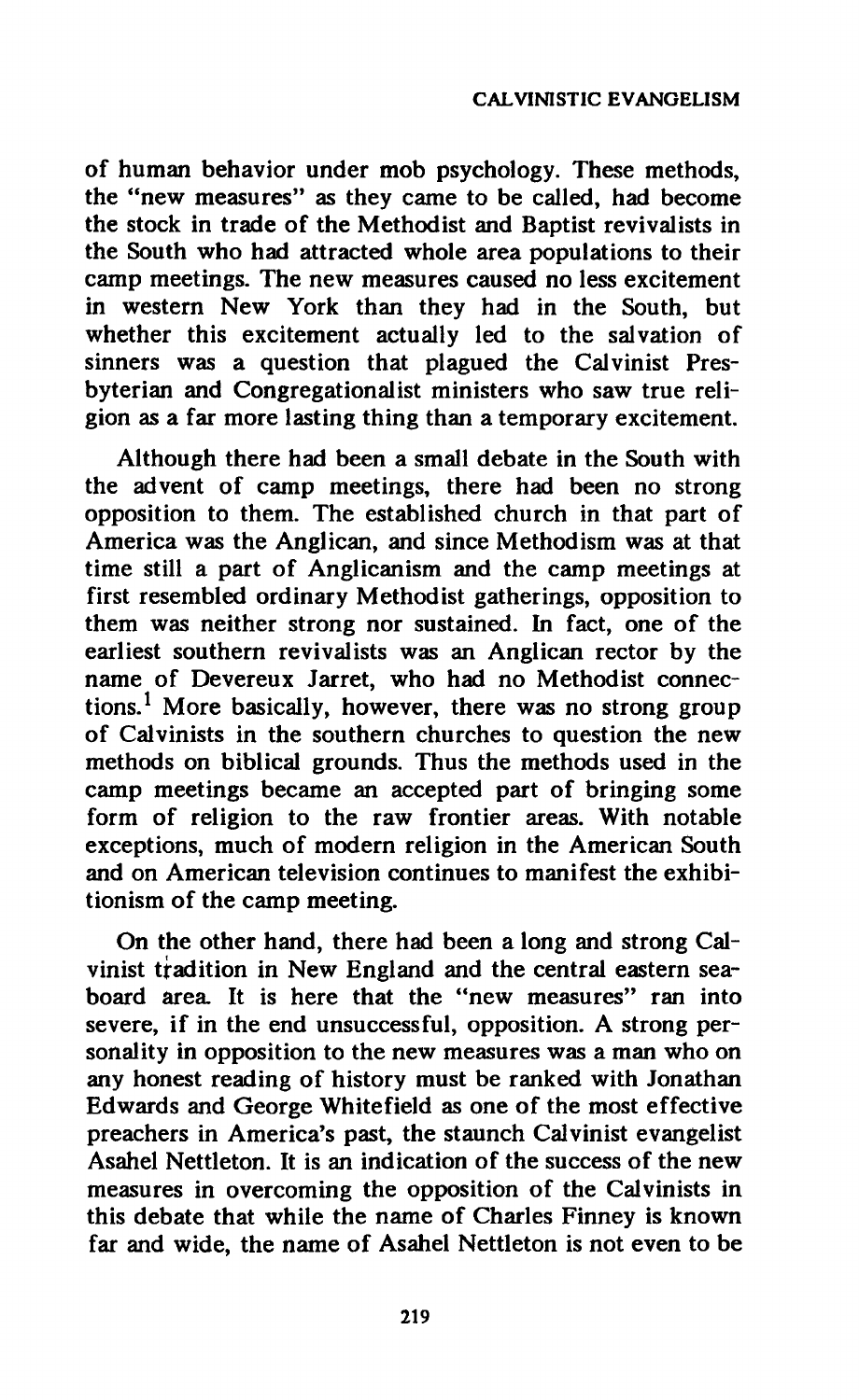of human behavior under mob psychology. These methods, the "new measures" as they came to be called, had become the stock in trade of the Methodist and Baptist revivalists in the South who had attracted whole area populations to their camp meetings. The new measures caused no less excitement in western New York than they had in the South, but whether this excitement actually led to the salvation of sinners was a question that plagued the Calvinist Presbyterian and Congregationalist ministers who saw true religion as a far more lasting thing than a temporary excitement.

Although there had been a small debate in the South with the advent of camp meetings, there had been no strong opposition to them. The established church in that part of America was the Anglican, and since Methodism was at that time still a part of Anglicanism and the camp meetings at first resembled ordinary Methodist gatherings, opposition to them was neither strong nor sustained. In fact, one of the earliest southern revivalists was an Anglican rector by the name of Devereux Jarret, who had no Methodist connections.[1] More basically, however, there was no strong group of Calvinists in the southern churches to question the new methods on biblical grounds. Thus the methods used in the camp meetings became an accepted part of bringing some form of religion to the raw frontier areas. With notable exceptions, much of modern religion in the American South and on American television continues to manifest the exhibitionism of the camp meeting.

On the other hand, there had been a long and strong Calvinist tradition in New England and the central eastern seaboard area. It is here that the "new measures" ran into severe, if in the end unsuccessful, opposition. A strong personality in opposition to the new measures was a man who on any honest reading of history must be ranked with Jonathan Edwards and George Whitefield as one of the most effective preachers in America's past, the staunch Calvinist evangelist Asahel Nettleton. It is an indication of the success of the new measures in overcoming the opposition of the Calvinists in this debate that while the name of Charles Finney is known far and wide, the name of Asahel Nettleton is not even to be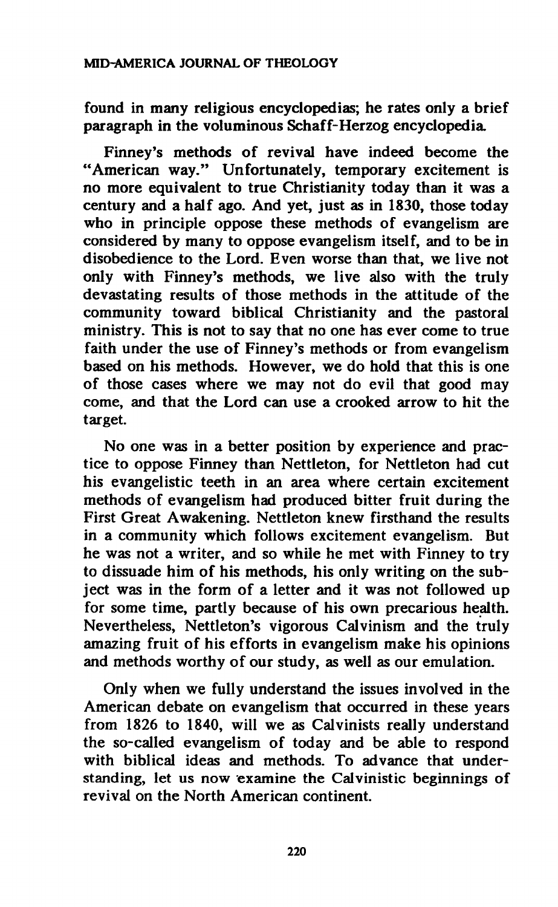found in many religious encyclopedias; he rates only a brief paragraph in the voluminous Schaff-Herzog encyclopedia.

Finney's methods of revival have indeed become the "American way." Unfortunately, temporary excitement is no more equivalent to true Christianity today than it was a century and a half ago. And yet, just as in 1830, those today who in principle oppose these methods of evangelism are considered by many to oppose evangelism itself, and to be in disobedience to the Lord. Even worse than that, we live not only with Finney's methods, we live also with the truly devastating results of those methods in the attitude of the community toward biblical Christianity and the pastoral ministry. This is not to say that no one has ever come to true faith under the use of Finney's methods or from evangelism based on his methods. However, we do hold that this is one of those cases where we may not do evil that good may come, and that the Lord can use a crooked arrow to hit the target.

No one was in a better position by experience and practice to oppose Finney than Nettleton, for Nettleton had cut his evangelistic teeth in an area where certain excitement methods of evangelism had produced bitter fruit during the First Great Awakening. Nettleton knew firsthand the results in a community which follows excitement evangelism. But he was not a writer, and so while he met with Finney to try to dissuade him of his methods, his only writing on the subject was in the form of a letter and it was not followed up for some time, partly because of his own precarious health. Nevertheless, Nettleton's vigorous Calvinism and the truly amazing fruit of his efforts in evangelism make his opinions and methods worthy of our study, as well as our emulation.

Only when we fully understand the issues involved in the American debate on evangelism that occurred in these years from 1826 to 1840, will we as Calvinists really understand the so-called evangelism of today and be able to respond with biblical ideas and methods. To advance that understanding, let us now examine the Calvinistic beginnings of revival on the North American continent.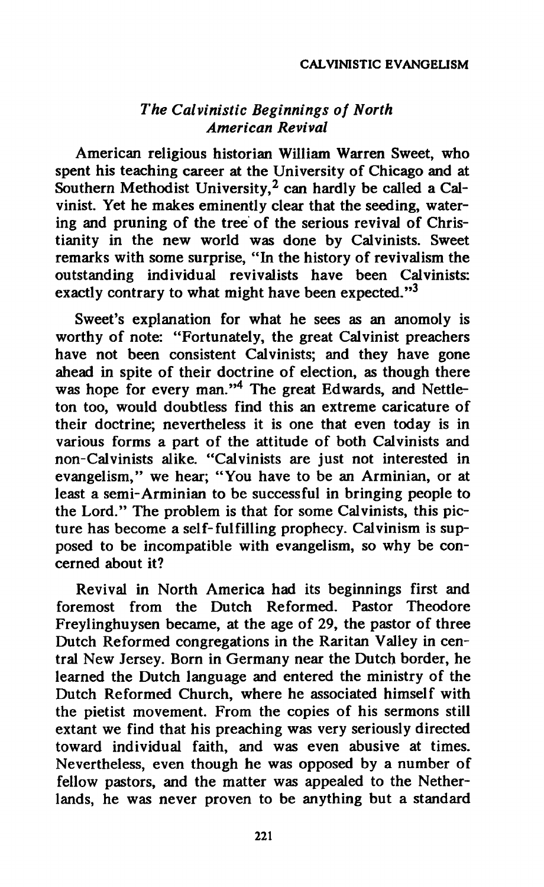## *The Calvinistic Beginnings of North American Revival*

American religious historian William Warren Sweet, who spent his teaching career at the University of Chicago and at Southern Methodist University,[2] can hardly be called a Calvinist. Yet he makes eminently clear that the seeding, watering and pruning of the tree of the serious revival of Christianity in the new world was done by Calvinists. Sweet remarks with some surprise, "In the history of revivalism the outstanding individual revivalists have been Calvinists: exactly contrary to what might have been expected."[3]

Sweet's explanation for what he sees as an anomoly is worthy of note: "Fortunately, the great Calvinist preachers have not been consistent Calvinists; and they have gone ahead in spite of their doctrine of election, as though there was hope for every man."[4] The great Edwards, and Nettleton too, would doubtless find this an extreme caricature of their doctrine; nevertheless it is one that even today is in various forms a part of the attitude of both Calvinists and non-Calvinists alike. "Calvinists are just not interested in evangelism," we hear; "You have to be an Arminian, or at least a semi-Arminian to be successful in bringing people to the Lord." The problem is that for some Calvinists, this picture has become a self-fulfilling prophecy. Calvinism is supposed to be incompatible with evangelism, so why be concerned about it?

Revival in North America had its beginnings first and foremost from the Dutch Reformed. Pastor Theodore Freylinghuysen became, at the age of 29, the pastor of three Dutch Reformed congregations in the Raritan Valley in central New Jersey. Born in Germany near the Dutch border, he learned the Dutch language and entered the ministry of the Dutch Reformed Church, where he associated himself with the pietist movement. From the copies of his sermons still extant we find that his preaching was very seriously directed toward individual faith, and was even abusive at times. Nevertheless, even though he was opposed by a number of fellow pastors, and the matter was appealed to the Netherlands, he was never proven to be anything but a standard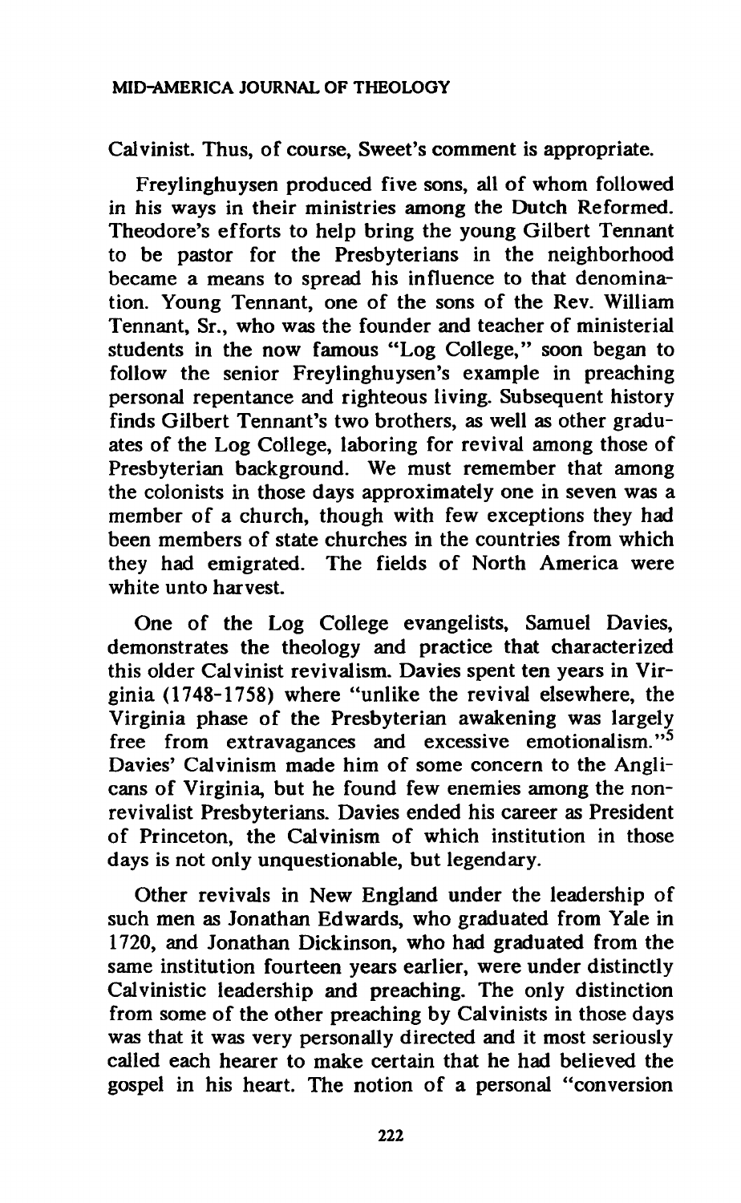Calvinist. Thus, of course, Sweet's comment is appropriate.

Freylinghuysen produced five sons, all of whom followed in his ways in their ministries among the Dutch Reformed. Theodore's efforts to help bring the young Gilbert Tennant to be pastor for the Presbyterians in the neighborhood became a means to spread his influence to that denomination. Young Tennant, one of the sons of the Rev. William Tennant, Sr., who was the founder and teacher of ministerial students in the now famous "Log College," soon began to follow the senior Freylinghuysen's example in preaching personal repentance and righteous living. Subsequent history finds Gilbert Tennant's two brothers, as well as other graduates of the Log College, laboring for revival among those of Presbyterian background. We must remember that among the colonists in those days approximately one in seven was a member of a church, though with few exceptions they had been members of state churches in the countries from which they had emigrated. The fields of North America were white unto harvest.

One of the Log College evangelists, Samuel Davies, demonstrates the theology and practice that characterized this older Calvinist revivalism. Davies spent ten years in Virginia (1748-1758) where "unlike the revival elsewhere, the Virginia phase of the Presbyterian awakening was largely free from extravagances and excessive emotionalism."[5] Davies' Calvinism made him of some concern to the Anglicans of Virginia, but he found few enemies among the nonrevivalist Presbyterians. Davies ended his career as President of Princeton, the Calvinism of which institution in those days is not only unquestionable, but legendary.

Other revivals in New England under the leadership of such men as Jonathan Edwards, who graduated from Yale in 1720, and Jonathan Dickinson, who had graduated from the same institution fourteen years earlier, were under distinctly Calvinistic leadership and preaching. The only distinction from some of the other preaching by Calvinists in those days was that it was very personally directed and it most seriously called each hearer to make certain that he had believed the gospel in his heart. The notion of a personal "conversion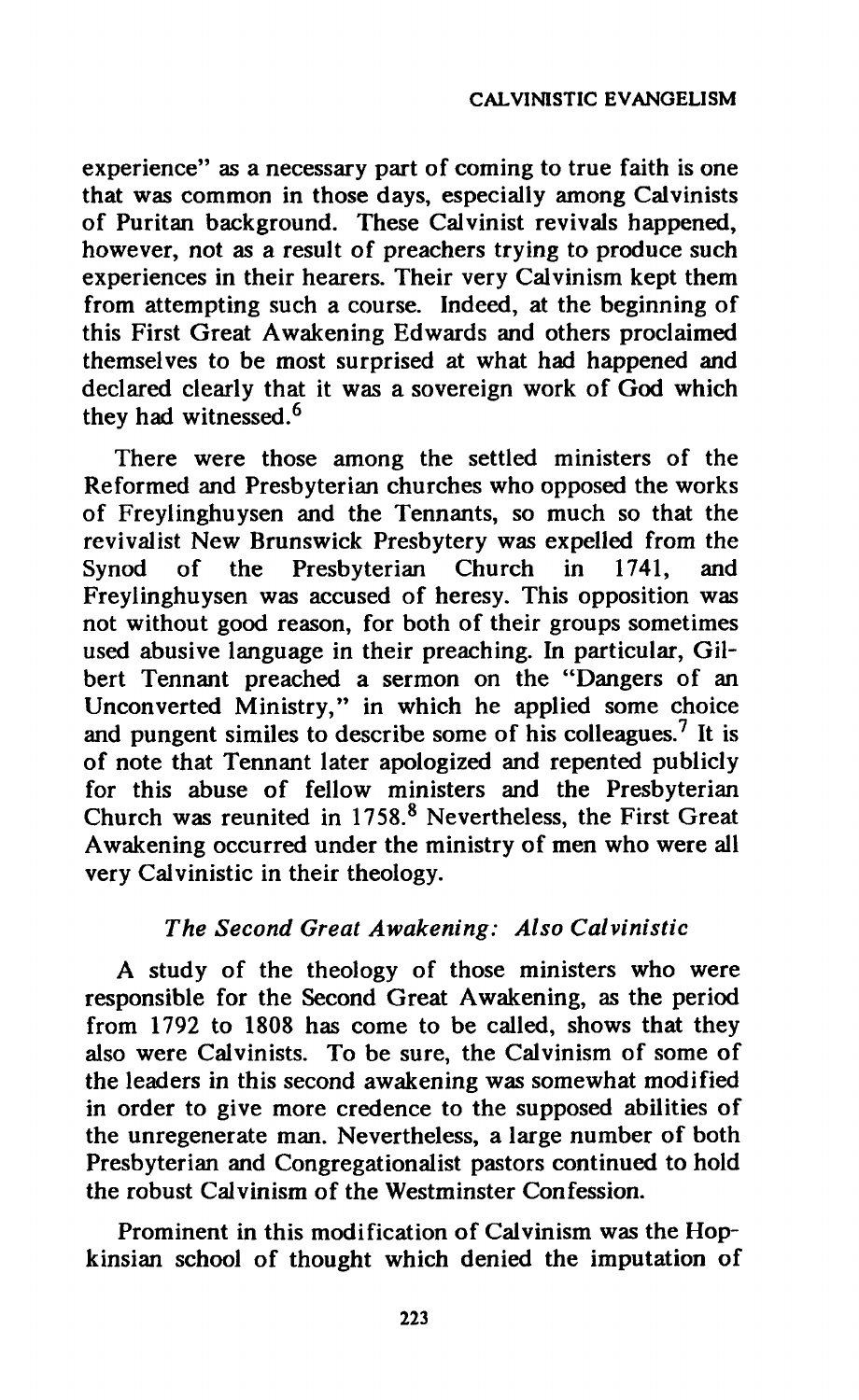experience" as a necessary part of coming to true faith is one that was common in those days, especially among Calvinists of Puritan background. These Calvinist revivals happened, however, not as a result of preachers trying to produce such experiences in their hearers. Their very Calvinism kept them from attempting such a course. Indeed, at the beginning of this First Great Awakening Edwards and others proclaimed themselves to be most surprised at what had happened and declared clearly that it was a sovereign work of God which they had witnessed.[6]

There were those among the settled ministers of the Reformed and Presbyterian churches who opposed the works of Freylinghuysen and the Tennants, so much so that the revivalist New Brunswick Presbytery was expelled from the Synod of the Presbyterian Church in 1741, and Freylinghuysen was accused of heresy. This opposition was not without good reason, for both of their groups sometimes used abusive language in their preaching. In particular, Gilbert Tennant preached a sermon on the "Dangers of an Unconverted Ministry," in which he applied some choice and pungent similes to describe some of his colleagues.[7] It is of note that Tennant later apologized and repented publicly for this abuse of fellow ministers and the Presbyterian Church was reunited in 1758.[8] Nevertheless, the First Great Awakening occurred under the ministry of men who were all very Calvinistic in their theology.

### *The Second Great Awakening: Also Calvinistic*

A study of the theology of those ministers who were responsible for the Second Great Awakening, as the period from 1792 to 1808 has come to be called, shows that they also were Calvinists. To be sure, the Calvinism of some of the leaders in this second awakening was somewhat modified in order to give more credence to the supposed abilities of the unregenerate man. Nevertheless, a large number of both Presbyterian and Congregationalist pastors continued to hold the robust Calvinism of the Westminster Confession.

Prominent in this modification of Calvinism was the Hopkinsian school of thought which denied the imputation of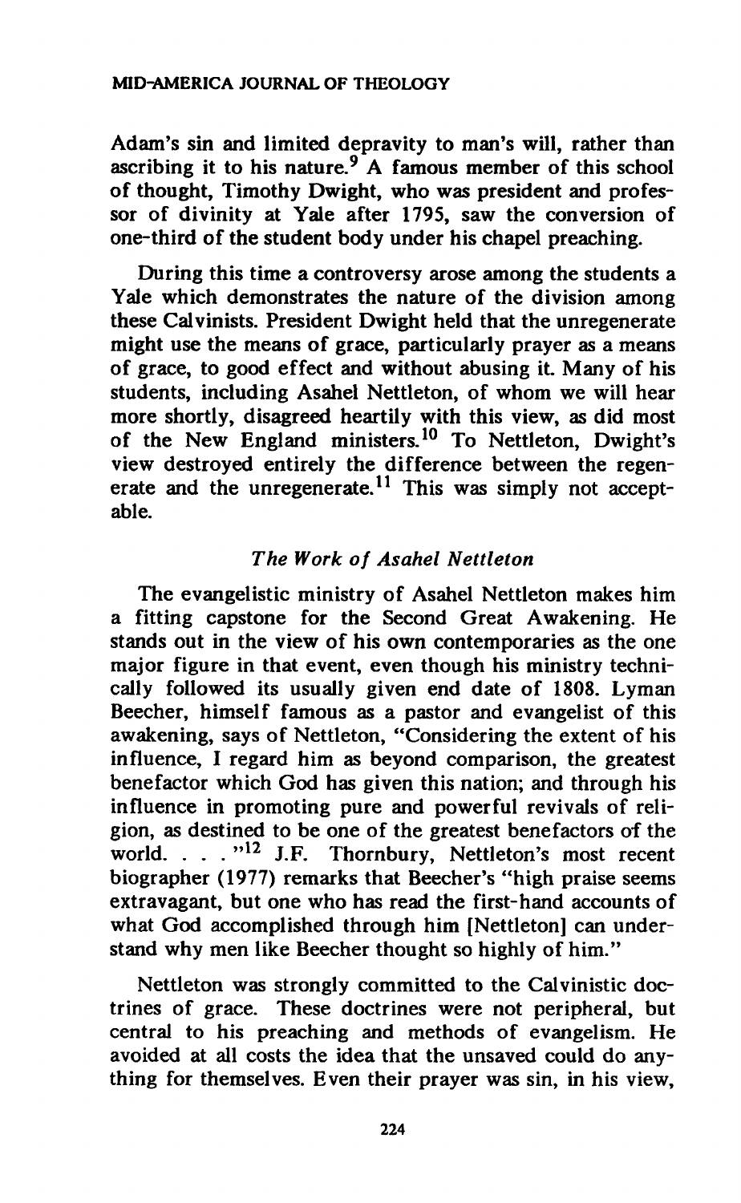Adam's sin and limited depravity to man's will, rather than ascribing it to his nature.[9] A famous member of this school of thought, Timothy Dwight, who was president and professor of divinity at Yale after 1795, saw the conversion of one-third of the student body under his chapel preaching.

During this time a controversy arose among the students a Yale which demonstrates the nature of the division among these Calvinists. President Dwight held that the unregenerate might use the means of grace, particularly prayer as a means of grace, to good effect and without abusing it. Many of his students, including Asahel Nettleton, of whom we will hear more shortly, disagreed heartily with this view, as did most of the New England ministers.[10] To Nettleton, Dwight's view destroyed entirely the difference between the regenerate and the unregenerate.[11] This was simply not acceptable.

### *The Work of Asahel Nettleton*

The evangelistic ministry of Asahel Nettleton makes him a fitting capstone for the Second Great Awakening. He stands out in the view of his own contemporaries as the one major figure in that event, even though his ministry technically followed its usually given end date of 1808. Lyman Beecher, himself famous as a pastor and evangelist of this awakening, says of Nettleton, "Considering the extent of his influence, I regard him as beyond comparison, the greatest benefactor which God has given this nation; and through his influence in promoting pure and powerful revivals of religion, as destined to be one of the greatest benefactors of the world. . . ."[12] J.F. Thornbury, Nettleton's most recent biographer (1977) remarks that Beecher's "high praise seems extravagant, but one who has read the first-hand accounts of what God accomplished through him [Nettleton] can understand why men like Beecher thought so highly of him."

Nettleton was strongly committed to the Calvinistic doctrines of grace. These doctrines were not peripheral, but central to his preaching and methods of evangelism. He avoided at all costs the idea that the unsaved could do anything for themselves. Even their prayer was sin, in his view,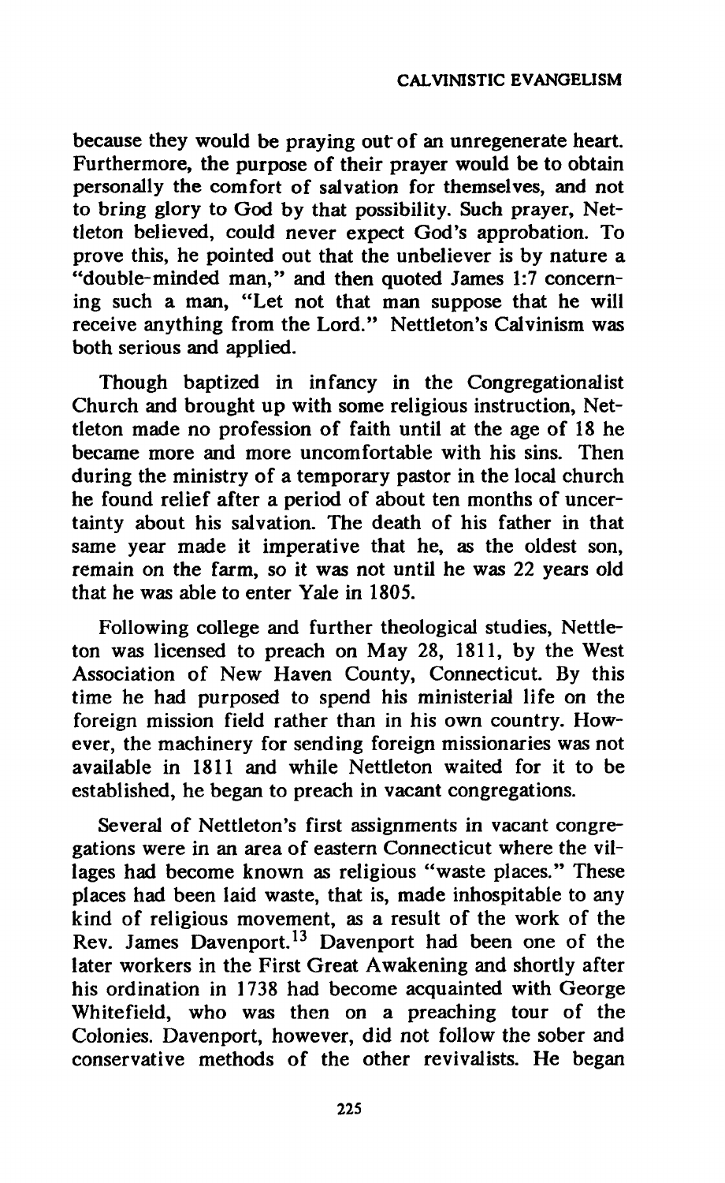because they would be praying out of an unregenerate heart. Furthermore, the purpose of their prayer would be to obtain personally the comfort of salvation for themselves, and not to bring glory to God by that possibility. Such prayer, Nettleton believed, could never expect God's approbation. To prove this, he pointed out that the unbeliever is by nature a "double-minded man," and then quoted James 1:7 concerning such a man, "Let not that man suppose that he will receive anything from the Lord." Nettleton's Calvinism was both serious and applied.

Though baptized in infancy in the Congregationalist Church and brought up with some religious instruction, Nettleton made no profession of faith until at the age of 18 he became more and more uncomfortable with his sins. Then during the ministry of a temporary pastor in the local church he found relief after a period of about ten months of uncertainty about his salvation. The death of his father in that same year made it imperative that he, as the oldest son, remain on the farm, so it was not until he was 22 years old that he was able to enter Yale in 1805.

Following college and further theological studies, Nettleton was licensed to preach on May 28, 1811, by the West Association of New Haven County, Connecticut. By this time he had purposed to spend his ministerial life on the foreign mission field rather than in his own country. However, the machinery for sending foreign missionaries was not available in 1811 and while Nettleton waited for it to be established, he began to preach in vacant congregations.

Several of Nettleton's first assignments in vacant congregations were in an area of eastern Connecticut where the villages had become known as religious "waste places." These places had been laid waste, that is, made inhospitable to any kind of religious movement, as a result of the work of the Rev. James Davenport.[13] Davenport had been one of the later workers in the First Great Awakening and shortly after his ordination in 1738 had become acquainted with George Whitefield, who was then on a preaching tour of the Colonies. Davenport, however, did not follow the sober and conservative methods of the other revivalists. He began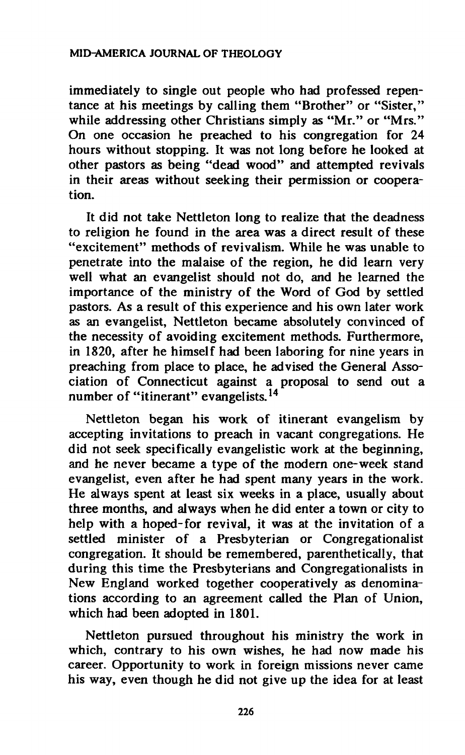immediately to single out people who had professed repentance at his meetings by calling them "Brother" or "Sister," while addressing other Christians simply as "Mr." or "Mrs." On one occasion he preached to his congregation for 24 hours without stopping. It was not long before he looked at other pastors as being "dead wood" and attempted revivals in their areas without seeking their permission or cooperation.

It did not take Nettleton long to realize that the deadness to religion he found in the area was a direct result of these "excitement" methods of revivalism. While he was unable to penetrate into the malaise of the region, he did learn very well what an evangelist should not do, and he learned the importance of the ministry of the Word of God by settled pastors. As a result of this experience and his own later work as an evangelist, Nettleton became absolutely convinced of the necessity of avoiding excitement methods. Furthermore, in 1820, after he himself had been laboring for nine years in preaching from place to place, he advised the General Association of Connecticut against a proposal to send out a number of "itinerant" evangelists.[14]

Nettleton began his work of itinerant evangelism by accepting invitations to preach in vacant congregations. He did not seek specifically evangelistic work at the beginning, and he never became a type of the modern one-week stand evangelist, even after he had spent many years in the work. He always spent at least six weeks in a place, usually about three months, and always when he did enter a town or city to help with a hoped-for revival, it was at the invitation of a settled minister of a Presbyterian or Congregationalist congregation. It should be remembered, parenthetically, that during this time the Presbyterians and Congregationalists in New England worked together cooperatively as denominations according to an agreement called the Plan of Union, which had been adopted in 1801.

Nettleton pursued throughout his ministry the work in which, contrary to his own wishes, he had now made his career. Opportunity to work in foreign missions never came his way, even though he did not give up the idea for at least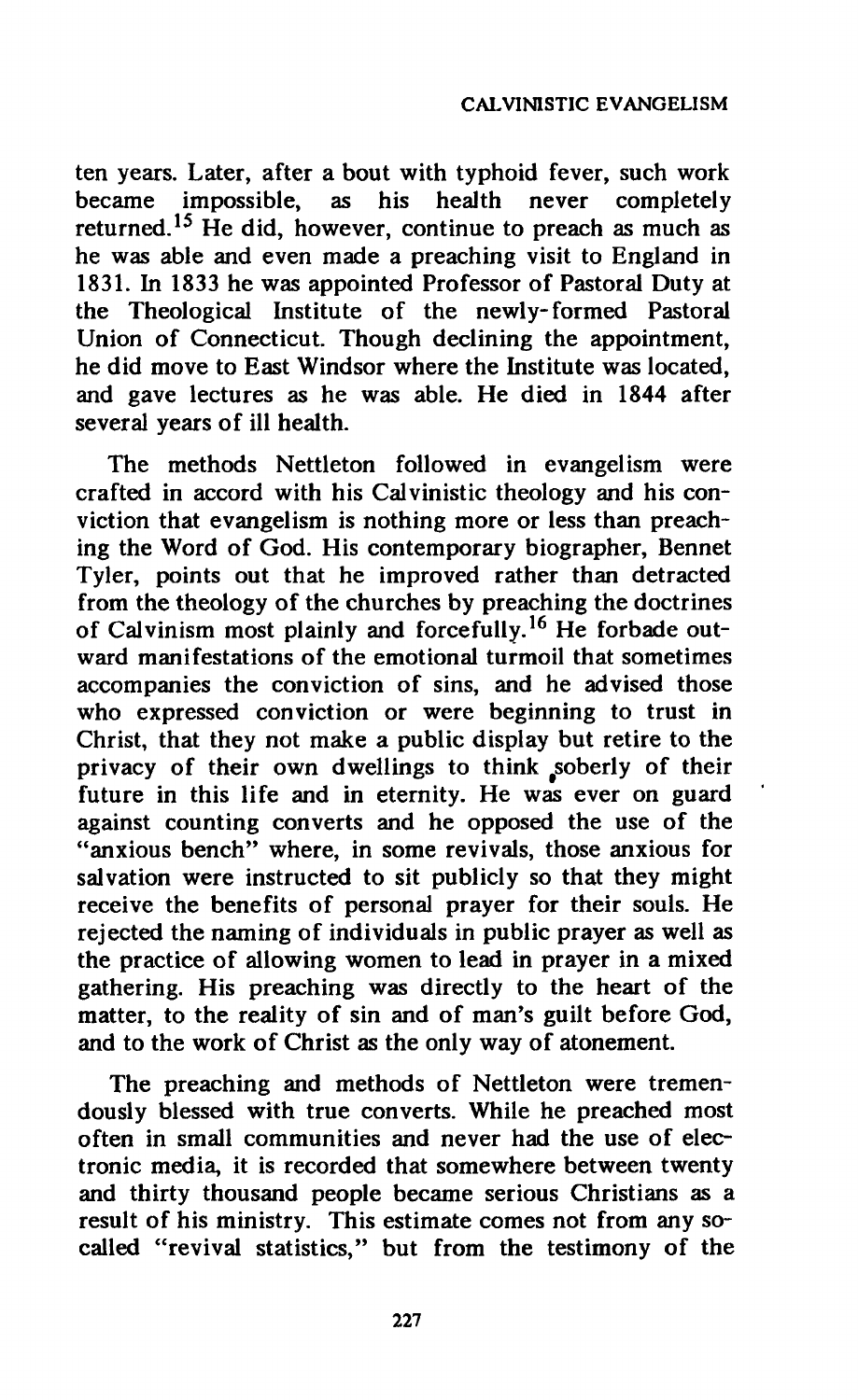ten years. Later, after a bout with typhoid fever, such work became impossible, as his health never completely returned.[15] He did, however, continue to preach as much as he was able and even made a preaching visit to England in 1831. In 1833 he was appointed Professor of Pastoral Duty at the Theological Institute of the newly-formed Pastoral Union of Connecticut. Though declining the appointment, he did move to East Windsor where the Institute was located, and gave lectures as he was able. He died in 1844 after several years of ill health.

The methods Nettleton followed in evangelism were crafted in accord with his Calvinistic theology and his conviction that evangelism is nothing more or less than preaching the Word of God. His contemporary biographer, Bennet Tyler, points out that he improved rather than detracted from the theology of the churches by preaching the doctrines of Calvinism most plainly and forcefully.[16] He forbade outward manifestations of the emotional turmoil that sometimes accompanies the conviction of sins, and he advised those who expressed conviction or were beginning to trust in Christ, that they not make a public display but retire to the privacy of their own dwellings to think soberly of their future in this life and in eternity. He was ever on guard against counting converts and he opposed the use of the "anxious bench" where, in some revivals, those anxious for salvation were instructed to sit publicly so that they might receive the benefits of personal prayer for their souls. He rejected the naming of individuals in public prayer as well as the practice of allowing women to lead in prayer in a mixed gathering. His preaching was directly to the heart of the matter, to the reality of sin and of man's guilt before God, and to the work of Christ as the only way of atonement.

The preaching and methods of Nettleton were tremendously blessed with true converts. While he preached most often in small communities and never had the use of electronic media, it is recorded that somewhere between twenty and thirty thousand people became serious Christians as a result of his ministry. This estimate comes not from any so-called "revival statistics," but from the testimony of the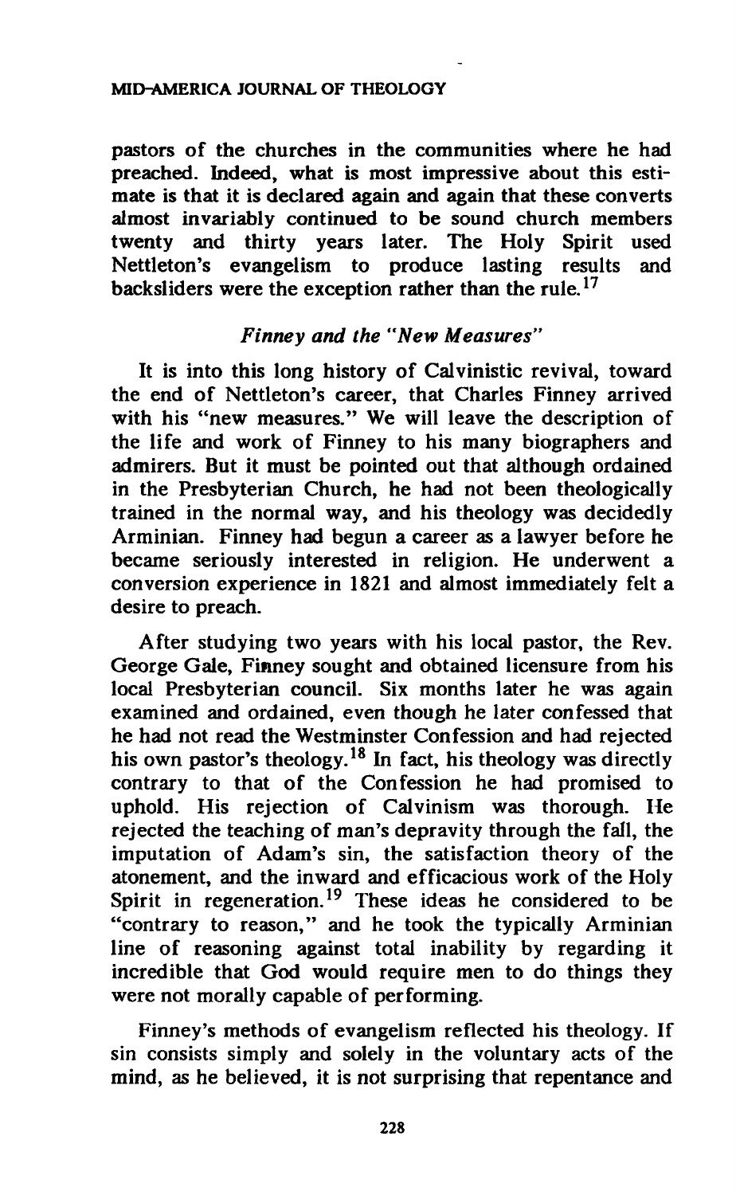pastors of the churches in the communities where he had preached. Indeed, what is most impressive about this estimate is that it is declared again and again that these converts almost invariably continued to be sound church members twenty and thirty years later. The Holy Spirit used Nettleton's evangelism to produce lasting results and backsliders were the exception rather than the rule.[17]

### *Finney and the "New Measures"*

It is into this long history of Calvinistic revival, toward the end of Nettleton's career, that Charles Finney arrived with his "new measures." We will leave the description of the life and work of Finney to his many biographers and admirers. But it must be pointed out that although ordained in the Presbyterian Church, he had not been theologically trained in the normal way, and his theology was decidedly Arminian. Finney had begun a career as a lawyer before he became seriously interested in religion. He underwent a conversion experience in 1821 and almost immediately felt a desire to preach.

After studying two years with his local pastor, the Rev. George Gale, Finney sought and obtained licensure from his local Presbyterian council. Six months later he was again examined and ordained, even though he later confessed that he had not read the Westminster Confession and had rejected his own pastor's theology.[18] In fact, his theology was directly contrary to that of the Confession he had promised to uphold. His rejection of Calvinism was thorough. He rejected the teaching of man's depravity through the fall, the imputation of Adam's sin, the satisfaction theory of the atonement, and the inward and efficacious work of the Holy Spirit in regeneration.[19] These ideas he considered to be "contrary to reason," and he took the typically Arminian line of reasoning against total inability by regarding it incredible that God would require men to do things they were not morally capable of performing.

Finney's methods of evangelism reflected his theology. If sin consists simply and solely in the voluntary acts of the mind, as he believed, it is not surprising that repentance and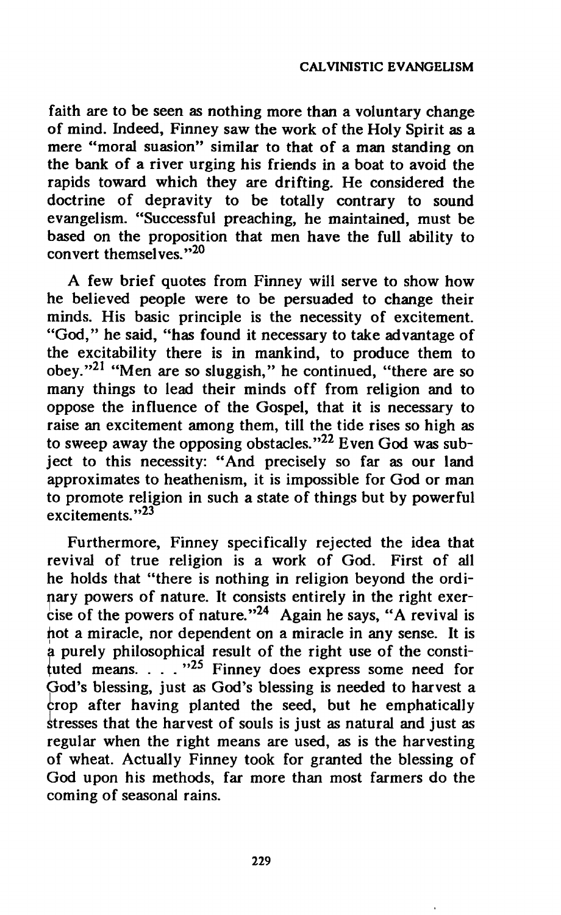faith are to be seen as nothing more than a voluntary change of mind. Indeed, Finney saw the work of the Holy Spirit as a mere "moral suasion" similar to that of a man standing on the bank of a river urging his friends in a boat to avoid the rapids toward which they are drifting. He considered the doctrine of depravity to be totally contrary to sound evangelism. "Successful preaching, he maintained, must be based on the proposition that men have the full ability to convert themselves."[20]

A few brief quotes from Finney will serve to show how he believed people were to be persuaded to change their minds. His basic principle is the necessity of excitement. "God," he said, "has found it necessary to take advantage of the excitability there is in mankind, to produce them to obey."[21] "Men are so sluggish," he continued, "there are so many things to lead their minds off from religion and to oppose the influence of the Gospel, that it is necessary to raise an excitement among them, till the tide rises so high as to sweep away the opposing obstacles."[22] Even God was subject to this necessity: "And precisely so far as our land approximates to heathenism, it is impossible for God or man to promote religion in such a state of things but by powerful excitements."[23]

Furthermore, Finney specifically rejected the idea that revival of true religion is a work of God. First of all he holds that "there is nothing in religion beyond the ordinary powers of nature. It consists entirely in the right exercise of the powers of nature."[24] Again he says, "A revival is not a miracle, nor dependent on a miracle in any sense. It is a purely philosophical result of the right use of the constituted means. . . ."[25] Finney does express some need for God's blessing, just as God's blessing is needed to harvest a crop after having planted the seed, but he emphatically stresses that the harvest of souls is just as natural and just as regular when the right means are used, as is the harvesting of wheat. Actually Finney took for granted the blessing of God upon his methods, far more than most farmers do the coming of seasonal rains.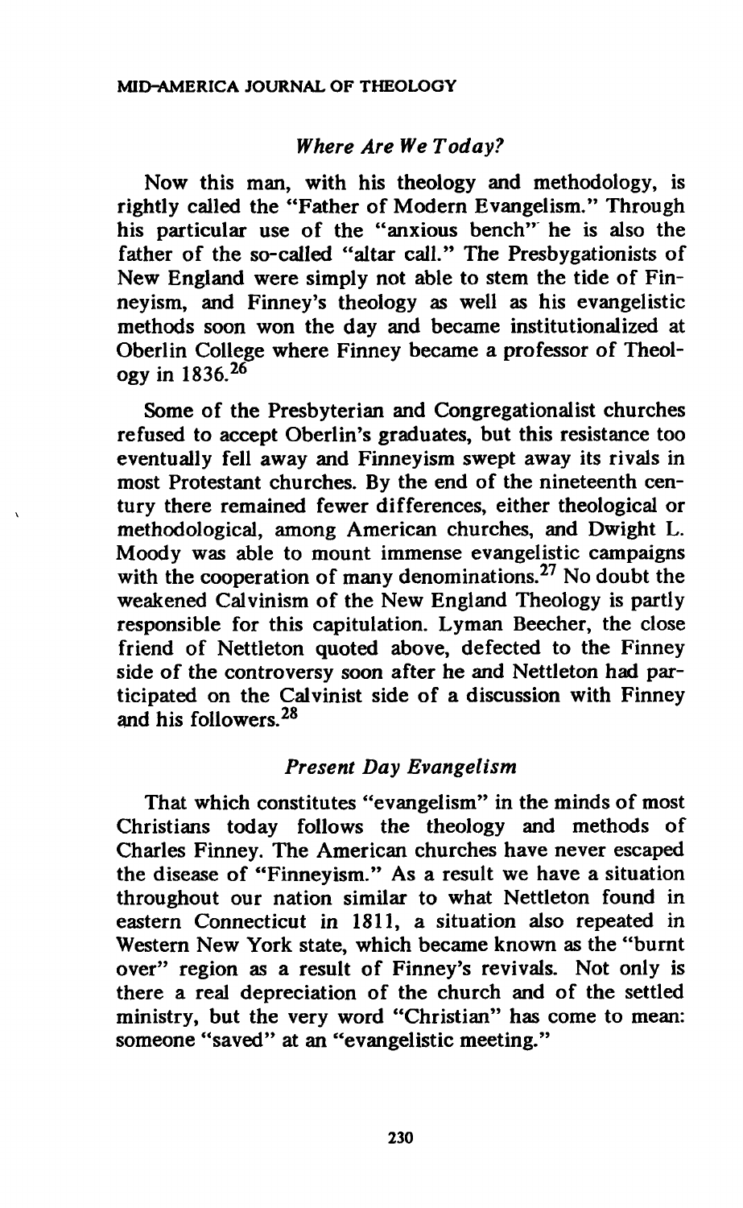### *Where Are We Today?*

Now this man, with his theology and methodology, is rightly called the "Father of Modern Evangelism." Through his particular use of the "anxious bench" he is also the father of the so-called "altar call." The Presbygationists of New England were simply not able to stem the tide of Finneyism, and Finney's theology as well as his evangelistic methods soon won the day and became institutionalized at Oberlin College where Finney became a professor of Theology in 1836.[26]

Some of the Presbyterian and Congregationalist churches refused to accept Oberlin's graduates, but this resistance too eventually fell away and Finneyism swept away its rivals in most Protestant churches. By the end of the nineteenth century there remained fewer differences, either theological or methodological, among American churches, and Dwight L. Moody was able to mount immense evangelistic campaigns with the cooperation of many denominations.[27] No doubt the weakened Calvinism of the New England Theology is partly responsible for this capitulation. Lyman Beecher, the close friend of Nettleton quoted above, defected to the Finney side of the controversy soon after he and Nettleton had participated on the Calvinist side of a discussion with Finney and his followers.[28]

### *Present Day Evangelism*

That which constitutes "evangelism" in the minds of most Christians today follows the theology and methods of Charles Finney. The American churches have never escaped the disease of "Finneyism." As a result we have a situation throughout our nation similar to what Nettleton found in eastern Connecticut in 1811, a situation also repeated in Western New York state, which became known as the "burnt over" region as a result of Finney's revivals. Not only is there a real depreciation of the church and of the settled ministry, but the very word "Christian" has come to mean: someone "saved" at an "evangelistic meeting."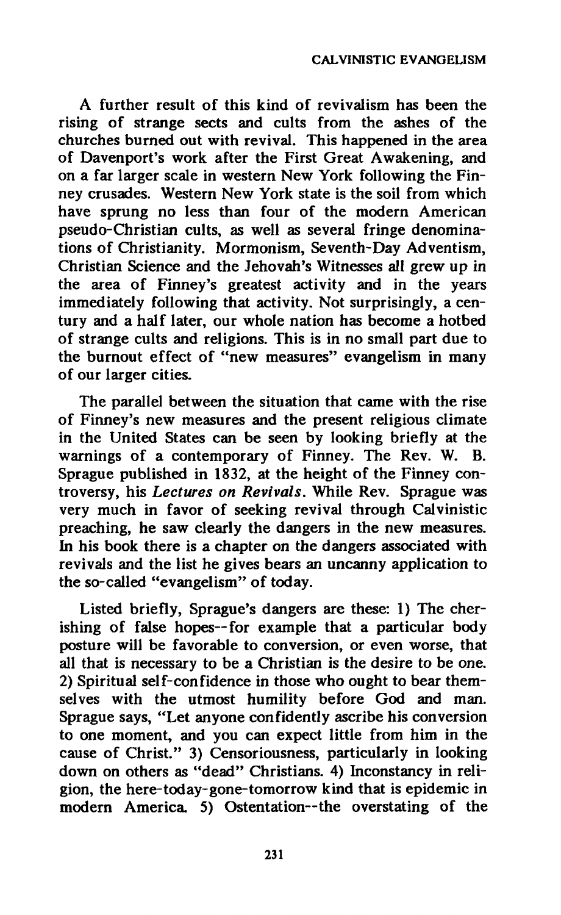A further result of this kind of revivalism has been the rising of strange sects and cults from the ashes of the churches burned out with revival. This happened in the area of Davenport's work after the First Great Awakening, and on a far larger scale in western New York following the Finney crusades. Western New York state is the soil from which have sprung no less than four of the modern American pseudo-Christian cults, as well as several fringe denominations of Christianity. Mormonism, Seventh-Day Adventism, Christian Science and the Jehovah's Witnesses all grew up in the area of Finney's greatest activity and in the years immediately following that activity. Not surprisingly, a century and a half later, our whole nation has become a hotbed of strange cults and religions. This is in no small part due to the burnout effect of "new measures" evangelism in many of our larger cities.

The parallel between the situation that came with the rise of Finney's new measures and the present religious climate in the United States can be seen by looking briefly at the warnings of a contemporary of Finney. The Rev. W. B. Sprague published in 1832, at the height of the Finney controversy, his *Lectures on Revivals*. While Rev. Sprague was very much in favor of seeking revival through Calvinistic preaching, he saw clearly the dangers in the new measures. In his book there is a chapter on the dangers associated with revivals and the list he gives bears an uncanny application to the so-called "evangelism" of today.

Listed briefly, Sprague's dangers are these: 1) The cherishing of false hopes--for example that a particular body posture will be favorable to conversion, or even worse, that all that is necessary to be a Christian is the desire to be one. 2) Spiritual self-confidence in those who ought to bear themselves with the utmost humility before God and man. Sprague says, "Let anyone confidently ascribe his conversion to one moment, and you can expect little from him in the cause of Christ." 3) Censoriousness, particularly in looking down on others as "dead" Christians. 4) Inconstancy in religion, the here-today-gone-tomorrow kind that is epidemic in modern America. 5) Ostentation--the overstating of the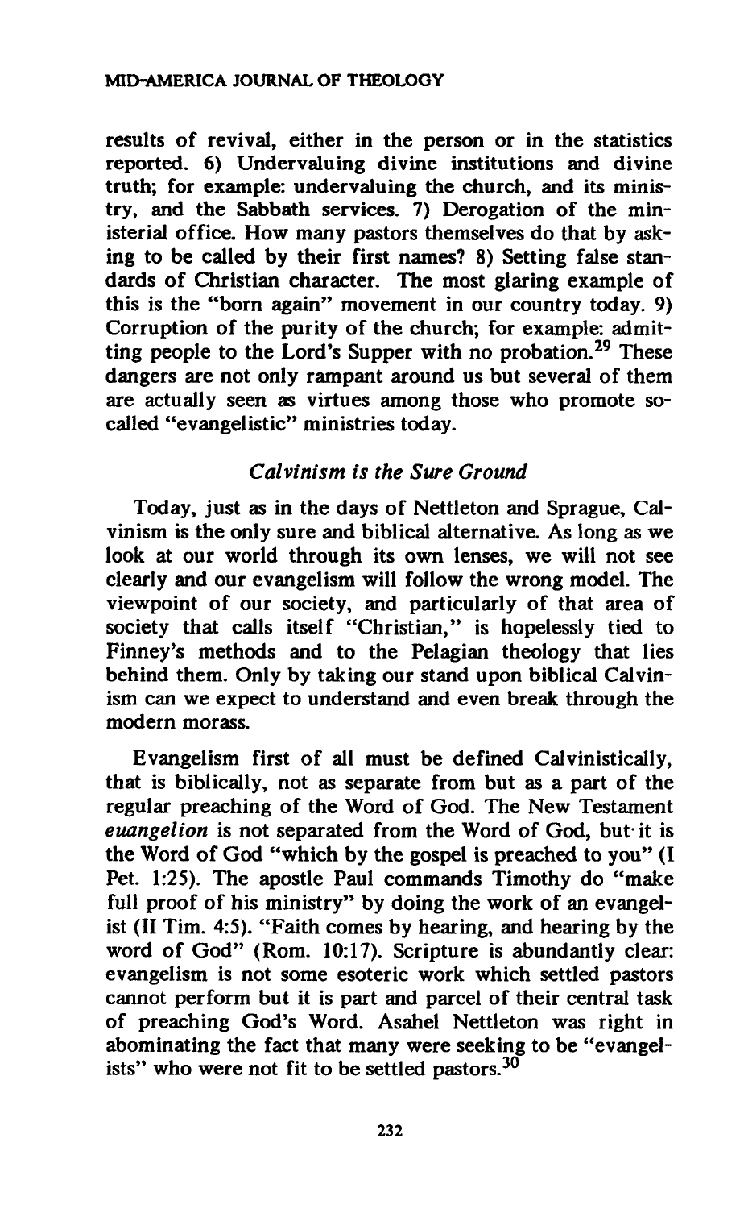results of revival, either in the person or in the statistics reported. 6) Undervaluing divine institutions and divine truth; for example: undervaluing the church, and its ministry, and the Sabbath services. 7) Derogation of the ministerial office. How many pastors themselves do that by asking to be called by their first names? 8) Setting false standards of Christian character. The most glaring example of this is the "born again" movement in our country today. 9) Corruption of the purity of the church; for example: admitting people to the Lord's Supper with no probation.[29] These dangers are not only rampant around us but several of them are actually seen as virtues among those who promote so-called "evangelistic" ministries today.

## *Calvinism is the Sure Ground*

Today, just as in the days of Nettleton and Sprague, Calvinism is the only sure and biblical alternative. As long as we look at our world through its own lenses, we will not see clearly and our evangelism will follow the wrong model. The viewpoint of our society, and particularly of that area of society that calls itself "Christian," is hopelessly tied to Finney's methods and to the Pelagian theology that lies behind them. Only by taking our stand upon biblical Calvinism can we expect to understand and even break through the modern morass.

Evangelism first of all must be defined Calvinistically, that is biblically, not as separate from but as a part of the regular preaching of the Word of God. The New Testament *euangelion* is not separated from the Word of God, but it is the Word of God "which by the gospel is preached to you" (I Pet. 1:25). The apostle Paul commands Timothy do "make full proof of his ministry" by doing the work of an evangelist (II Tim. 4:5). "Faith comes by hearing, and hearing by the word of God" (Rom. 10:17). Scripture is abundantly clear: evangelism is not some esoteric work which settled pastors cannot perform but it is part and parcel of their central task of preaching God's Word. Asahel Nettleton was right in abominating the fact that many were seeking to be "evangelists" who were not fit to be settled pastors.[30]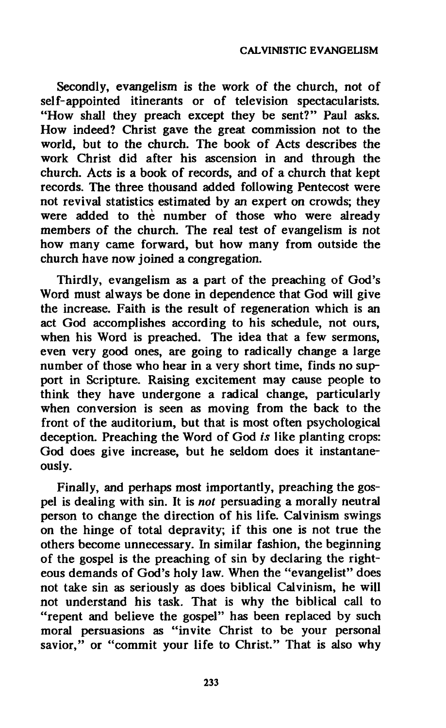Secondly, evangelism is the work of the church, not of self-appointed itinerants or of television spectacularists. "How shall they preach except they be sent?" Paul asks. How indeed? Christ gave the great commission not to the world, but to the church. The book of Acts describes the work Christ did after his ascension in and through the church. Acts is a book of records, and of a church that kept records. The three thousand added following Pentecost were not revival statistics estimated by an expert on crowds; they were added to the number of those who were already members of the church. The real test of evangelism is not how many came forward, but how many from outside the church have now joined a congregation.

Thirdly, evangelism as a part of the preaching of God's Word must always be done in dependence that God will give the increase. Faith is the result of regeneration which is an act God accomplishes according to his schedule, not ours, when his Word is preached. The idea that a few sermons, even very good ones, are going to radically change a large number of those who hear in a very short time, finds no support in Scripture. Raising excitement may cause people to think they have undergone a radical change, particularly when conversion is seen as moving from the back to the front of the auditorium, but that is most often psychological deception. Preaching the Word of God *is* like planting crops: God does give increase, but he seldom does it instantaneously.

Finally, and perhaps most importantly, preaching the gospel is dealing with sin. It is *not* persuading a morally neutral person to change the direction of his life. Calvinism swings on the hinge of total depravity; if this one is not true the others become unnecessary. In similar fashion, the beginning of the gospel is the preaching of sin by declaring the righteous demands of God's holy law. When the "evangelist" does not take sin as seriously as does biblical Calvinism, he will not understand his task. That is why the biblical call to "repent and believe the gospel" has been replaced by such moral persuasions as "invite Christ to be your personal savior," or "commit your life to Christ." That is also why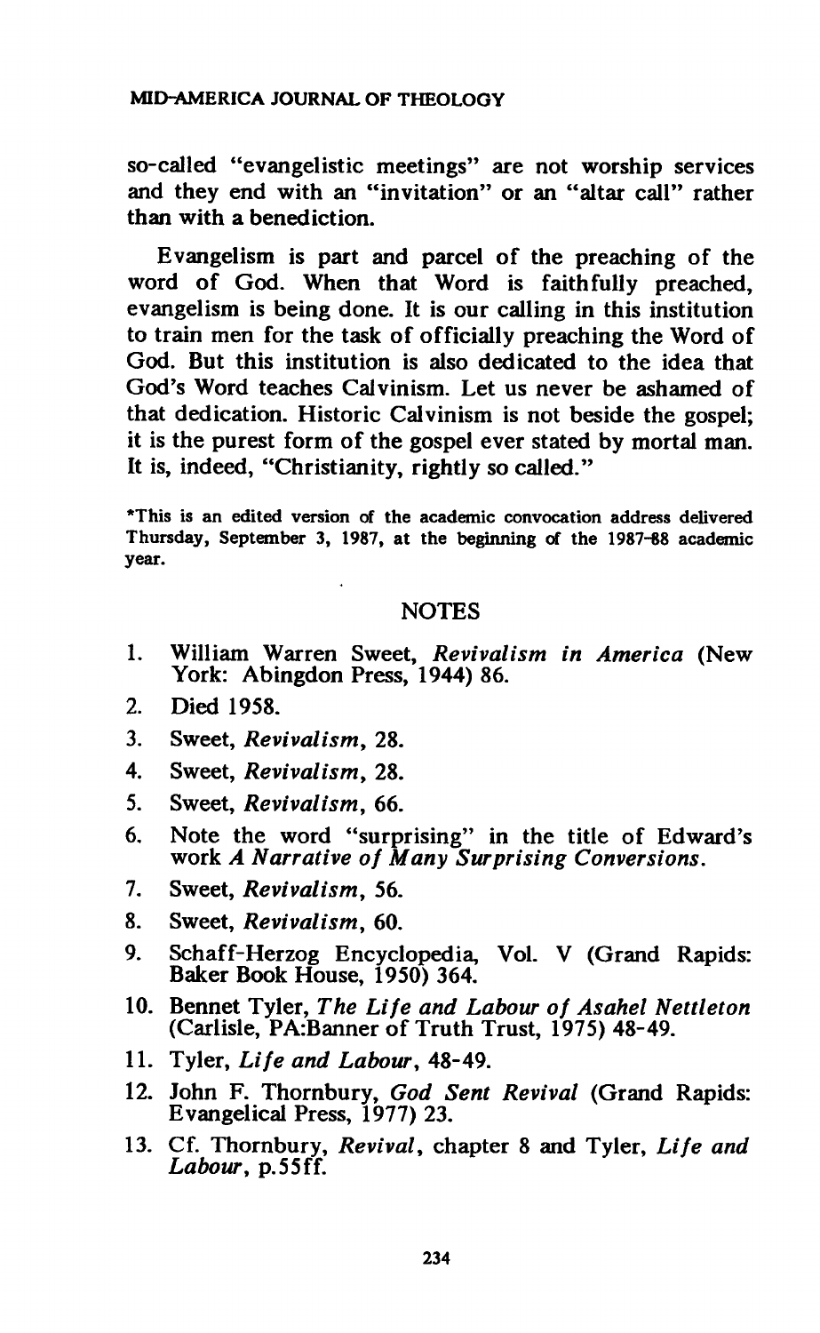so-called "evangelistic meetings" are not worship services and they end with an "invitation" or an "altar call" rather than with a benediction.

Evangelism is part and parcel of the preaching of the word of God. When that Word is faithfully preached, evangelism is being done. It is our calling in this institution to train men for the task of officially preaching the Word of God. But this institution is also dedicated to the idea that God's Word teaches Calvinism. Let us never be ashamed of that dedication. Historic Calvinism is not beside the gospel; it is the purest form of the gospel ever stated by mortal man. It is, indeed, "Christianity, rightly so called."

*This is an edited version of the academic convocation address delivered Thursday, September 3, 1987, at the beginning of the 1987-88 academic year.

## NOTES

1. William Warren Sweet, *Revivalism in America* (New York: Abingdon Press, 1944) 86.
2. Died 1958.
3. Sweet, *Revivalism*, 28.
4. Sweet, *Revivalism*, 28.
5. Sweet, *Revivalism*, 66.
6. Note the word "surprising" in the title of Edward's work *A Narrative of Many Surprising Conversions*.
7. Sweet, *Revivalism*, 56.
8. Sweet, *Revivalism*, 60.
9. Schaff-Herzog Encyclopedia, Vol. V (Grand Rapids: Baker Book House, 1950) 364.
10. Bennet Tyler, *The Life and Labour of Asahel Nettleton* (Carlisle, PA:Banner of Truth Trust, 1975) 48-49.
11. Tyler, *Life and Labour*, 48-49.
12. John F. Thornbury, *God Sent Revival* (Grand Rapids: Evangelical Press, 1977) 23.
13. Cf. Thornbury, *Revival*, chapter 8 and Tyler, *Life and Labour*, p.55ff.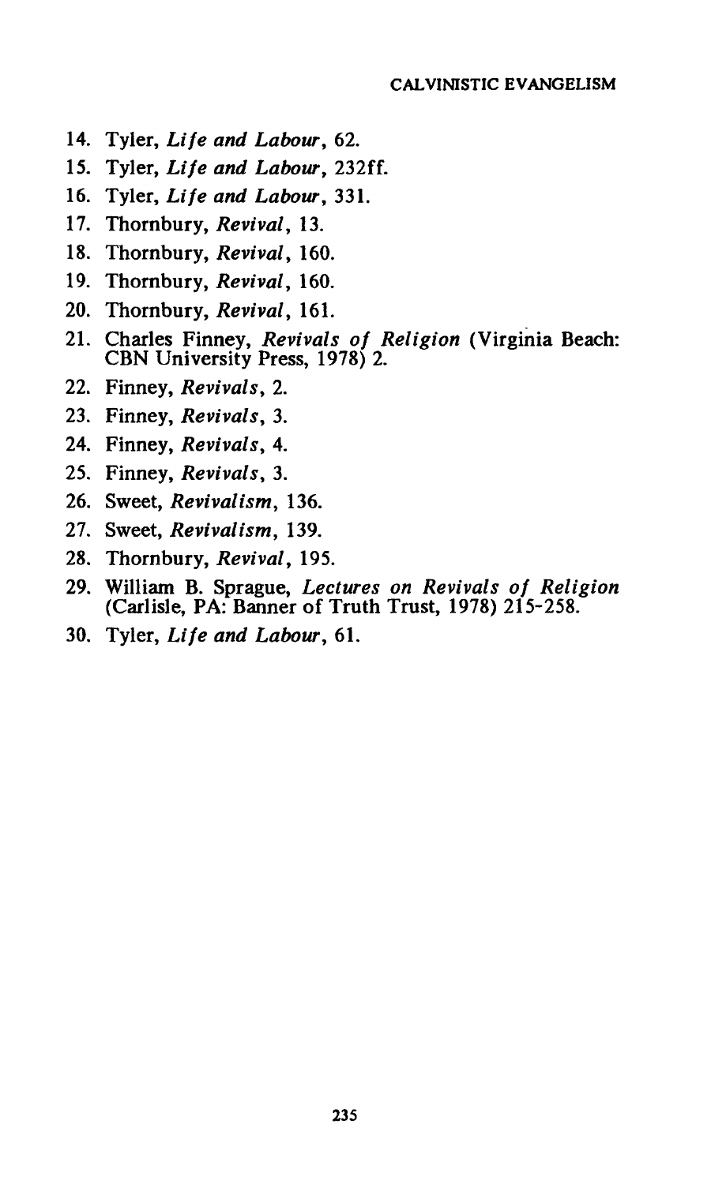14. Tyler, *Life and Labour*, 62.
15. Tyler, *Life and Labour*, 232ff.
16. Tyler, *Life and Labour*, 331.
17. Thornbury, *Revival*, 13.
18. Thornbury, *Revival*, 160.
19. Thornbury, *Revival*, 160.
20. Thornbury, *Revival*, 161.
21. Charles Finney, *Revivals of Religion* (Virginia Beach: CBN University Press, 1978) 2.
22. Finney, *Revivals*, 2.
23. Finney, *Revivals*, 3.
24. Finney, *Revivals*, 4.
25. Finney, *Revivals*, 3.
26. Sweet, *Revivalism*, 136.
27. Sweet, *Revivalism*, 139.
28. Thornbury, *Revival*, 195.
29. William B. Sprague, *Lectures on Revivals of Religion* (Carlisle, PA: Banner of Truth Trust, 1978) 215-258.
30. Tyler, *Life and Labour*, 61.